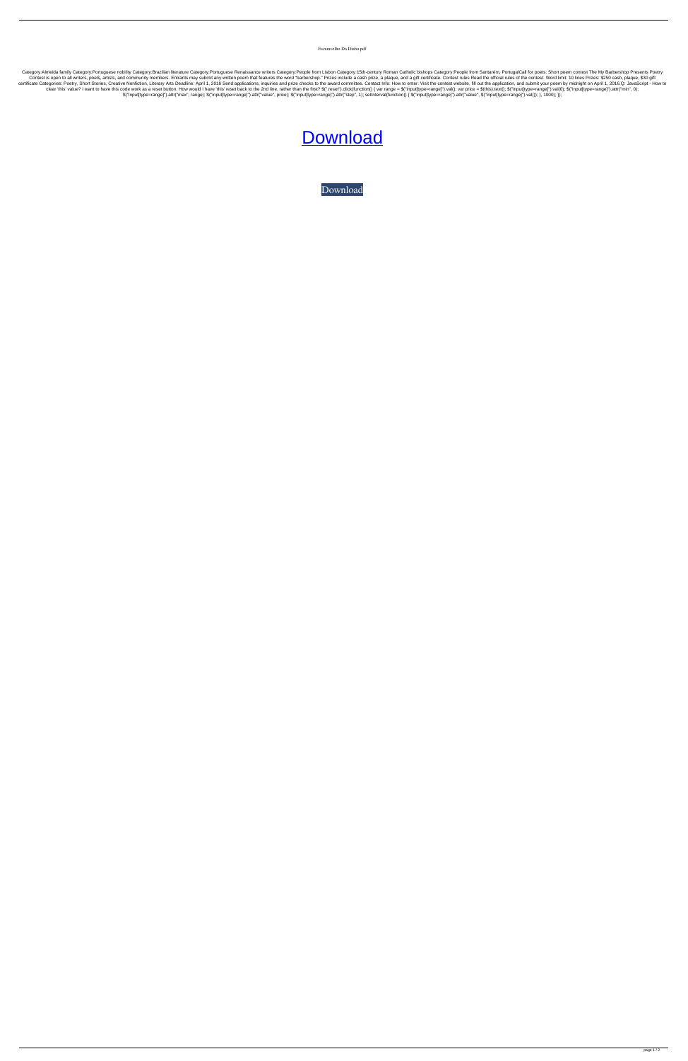Escaravelho Do Diabo.pdf

Category:Almeida family Category:Portuguese nobility Category:Brazilian literature Category:Portuguese Renaissance writers Category:People from Lisbon Category:15th-century Roman Catholic bishops Category:People from Santarém, PortugalCall for poets: Short poem contest The My Barbershop Presents Poetry Contest is open to all writers, poets, artists, and community members. Entrants may submit any written poem that features the word "barbershop." Prizes include a cash prize, a plaque, and a gift certificate. Contest rules Read the official rules of the contest. Word limit: 10 lines Prizes: $250 cash, plaque, $30 gift certificate Categories: Poetry, Short Stories, Creative Nonfiction, Literary Arts Deadline: April 1, 2016 Send applications, inquiries and prize checks to the award committee. Contact info: How to enter: Visit the contest website, fill out the application, and submit your poem by midnight on April 1, 2016.Q: JavaScript - How to clear 'this' value? I want to have this code work as a reset button. How would I have 'this' reset back to the 2nd line, rather than the first? $(".reset").click(function() { var range = $("input[type=range]").val(); var price = $(this).text(); $("input[type=range]").val(0); $("input[type=range]").attr("min", 0); $("input[type=range]").attr("max", range); $("input[type=range]").attr("value", price); $("input[type=range]").attr("step", 1); setInterval(function() { $("input[type=range]").attr("value", $("input[type=range]").val()); }, 1000); });

Download

Download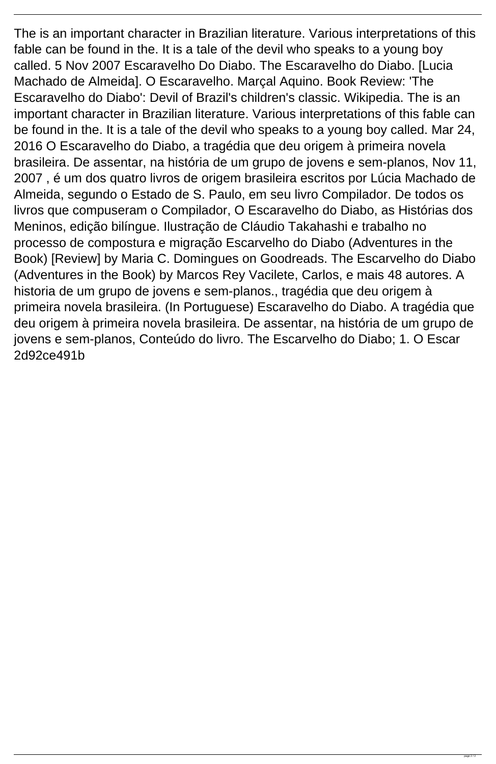The is an important character in Brazilian literature. Various interpretations of this fable can be found in the. It is a tale of the devil who speaks to a young boy called. 5 Nov 2007 Escaravelho Do Diabo. The Escaravelho do Diabo. [Lucia Machado de Almeida]. O Escaravelho. Marçal Aquino. Book Review: 'The Escaravelho do Diabo': Devil of Brazil's children's classic. Wikipedia. The is an important character in Brazilian literature. Various interpretations of this fable can be found in the. It is a tale of the devil who speaks to a young boy called. Mar 24, 2016 O Escaravelho do Diabo, a tragédia que deu origem à primeira novela brasileira. De assentar, na história de um grupo de jovens e sem-planos, Nov 11, 2007 , é um dos quatro livros de origem brasileira escritos por Lúcia Machado de Almeida, segundo o Estado de S. Paulo, em seu livro Compilador. De todos os livros que compuseram o Compilador, O Escaravelho do Diabo, as Histórias dos Meninos, edição bilíngue. Ilustração de Cláudio Takahashi e trabalho no processo de compostura e migração Escarvelho do Diabo (Adventures in the Book) [Review] by Maria C. Domingues on Goodreads. The Escarvelho do Diabo (Adventures in the Book) by Marcos Rey Vacilete, Carlos, e mais 48 autores. A historia de um grupo de jovens e sem-planos., tragédia que deu origem à primeira novela brasileira. (In Portuguese) Escaravelho do Diabo. A tragédia que deu origem à primeira novela brasileira. De assentar, na história de um grupo de jovens e sem-planos, Conteúdo do livro. The Escarvelho do Diabo; 1. O Escar 2d92ce491b